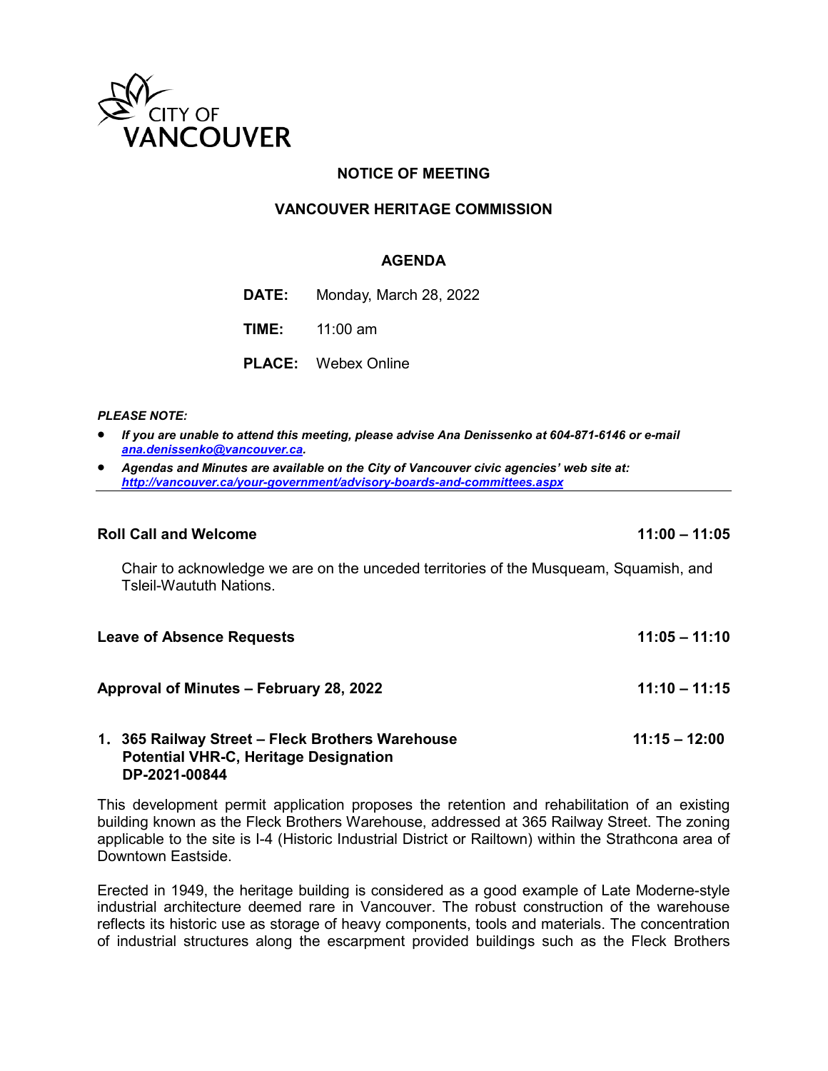CITY OF VANCOUVER

# NOTICE OF MEETING

## VANCOUVER HERITAGE COMMISSION

### AGENDA

**DATE:** Monday, March 28, 2022

**TIME:** 11:00 am

**PLACE:** Webex Online

***PLEASE NOTE:***

- ***If you are unable to attend this meeting, please advise Ana Denissenko at 604-871-6146 or e-mail ana.denissenko@vancouver.ca.***
- ***Agendas and Minutes are available on the City of Vancouver civic agencies' web site at: http://vancouver.ca/your-government/advisory-boards-and-committees.aspx***

---

**Roll Call and Welcome** **11:00 – 11:05**

Chair to acknowledge we are on the unceded territories of the Musqueam, Squamish, and Tsleil-Waututh Nations.

**Leave of Absence Requests** **11:05 – 11:10**

**Approval of Minutes – February 28, 2022** **11:10 – 11:15**

**1. 365 Railway Street – Fleck Brothers Warehouse** **11:15 – 12:00**
**Potential VHR-C, Heritage Designation**
**DP-2021-00844**

This development permit application proposes the retention and rehabilitation of an existing building known as the Fleck Brothers Warehouse, addressed at 365 Railway Street. The zoning applicable to the site is I-4 (Historic Industrial District or Railtown) within the Strathcona area of Downtown Eastside.

Erected in 1949, the heritage building is considered as a good example of Late Moderne-style industrial architecture deemed rare in Vancouver. The robust construction of the warehouse reflects its historic use as storage of heavy components, tools and materials. The concentration of industrial structures along the escarpment provided buildings such as the Fleck Brothers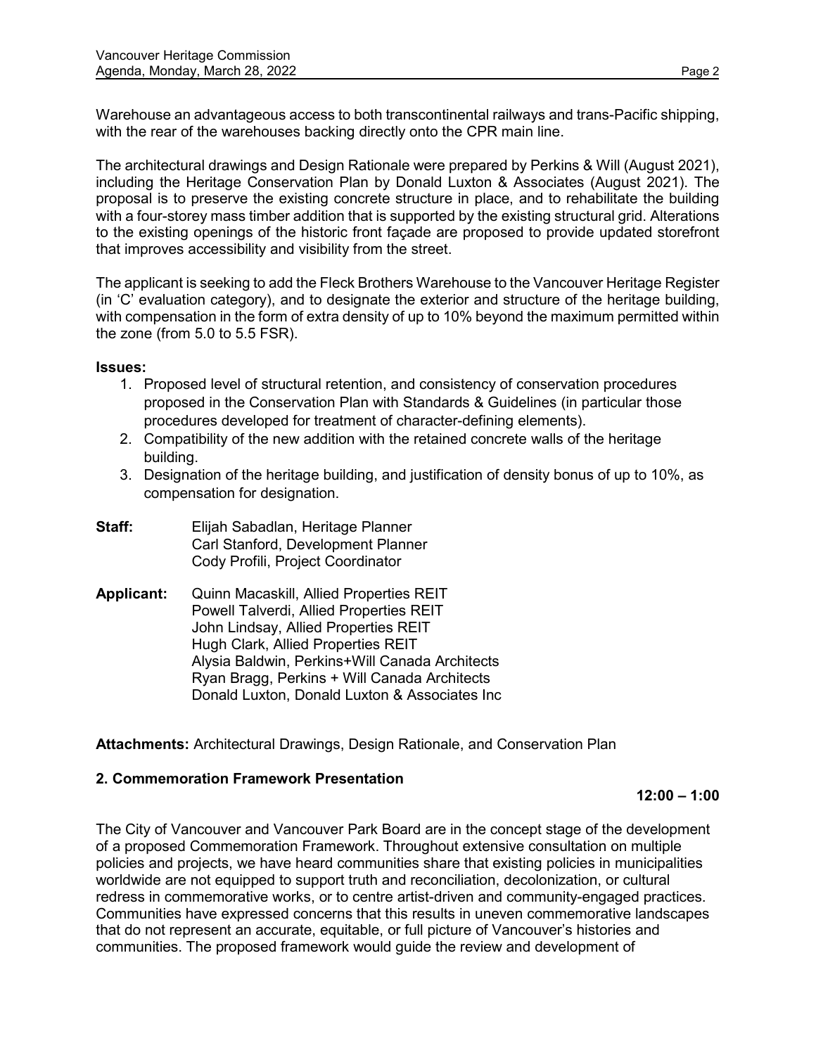Warehouse an advantageous access to both transcontinental railways and trans-Pacific shipping, with the rear of the warehouses backing directly onto the CPR main line.

The architectural drawings and Design Rationale were prepared by Perkins & Will (August 2021), including the Heritage Conservation Plan by Donald Luxton & Associates (August 2021). The proposal is to preserve the existing concrete structure in place, and to rehabilitate the building with a four-storey mass timber addition that is supported by the existing structural grid. Alterations to the existing openings of the historic front façade are proposed to provide updated storefront that improves accessibility and visibility from the street.

The applicant is seeking to add the Fleck Brothers Warehouse to the Vancouver Heritage Register (in 'C' evaluation category), and to designate the exterior and structure of the heritage building, with compensation in the form of extra density of up to 10% beyond the maximum permitted within the zone (from 5.0 to 5.5 FSR).

**Issues:**

1. Proposed level of structural retention, and consistency of conservation procedures proposed in the Conservation Plan with Standards & Guidelines (in particular those procedures developed for treatment of character-defining elements).
2. Compatibility of the new addition with the retained concrete walls of the heritage building.
3. Designation of the heritage building, and justification of density bonus of up to 10%, as compensation for designation.

**Staff:** Elijah Sabadlan, Heritage Planner
Carl Stanford, Development Planner
Cody Profili, Project Coordinator

**Applicant:** Quinn Macaskill, Allied Properties REIT
Powell Talverdi, Allied Properties REIT
John Lindsay, Allied Properties REIT
Hugh Clark, Allied Properties REIT
Alysia Baldwin, Perkins+Will Canada Architects
Ryan Bragg, Perkins + Will Canada Architects
Donald Luxton, Donald Luxton & Associates Inc

**Attachments:** Architectural Drawings, Design Rationale, and Conservation Plan

**2. Commemoration Framework Presentation**

**12:00 – 1:00**

The City of Vancouver and Vancouver Park Board are in the concept stage of the development of a proposed Commemoration Framework. Throughout extensive consultation on multiple policies and projects, we have heard communities share that existing policies in municipalities worldwide are not equipped to support truth and reconciliation, decolonization, or cultural redress in commemorative works, or to centre artist-driven and community-engaged practices. Communities have expressed concerns that this results in uneven commemorative landscapes that do not represent an accurate, equitable, or full picture of Vancouver's histories and communities. The proposed framework would guide the review and development of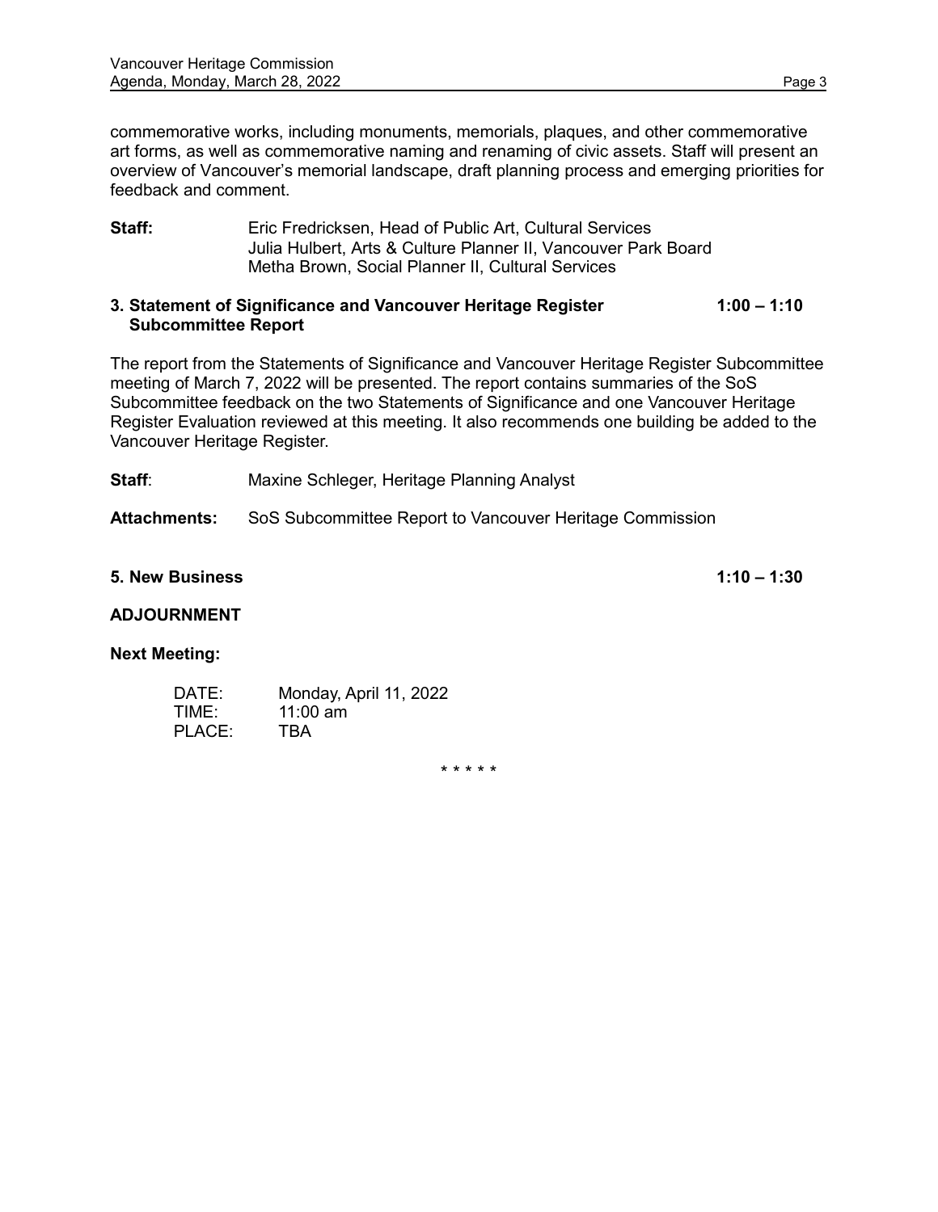commemorative works, including monuments, memorials, plaques, and other commemorative art forms, as well as commemorative naming and renaming of civic assets. Staff will present an overview of Vancouver's memorial landscape, draft planning process and emerging priorities for feedback and comment.

**Staff:** Eric Fredricksen, Head of Public Art, Cultural Services
Julia Hulbert, Arts & Culture Planner II, Vancouver Park Board
Metha Brown, Social Planner II, Cultural Services

### 3. Statement of Significance and Vancouver Heritage Register Subcommittee Report — 1:00 – 1:10

The report from the Statements of Significance and Vancouver Heritage Register Subcommittee meeting of March 7, 2022 will be presented. The report contains summaries of the SoS Subcommittee feedback on the two Statements of Significance and one Vancouver Heritage Register Evaluation reviewed at this meeting. It also recommends one building be added to the Vancouver Heritage Register.

**Staff**: Maxine Schleger, Heritage Planning Analyst

**Attachments:** SoS Subcommittee Report to Vancouver Heritage Commission

### 5. New Business — 1:10 – 1:30

### ADJOURNMENT

**Next Meeting:**

DATE: Monday, April 11, 2022
TIME: 11:00 am
PLACE: TBA

\* \* \* \* \*